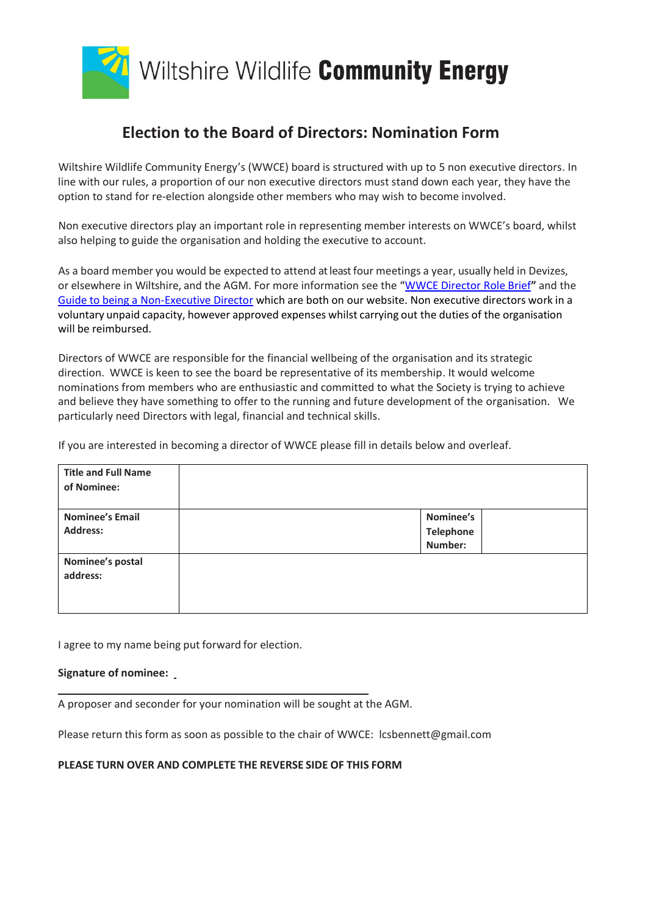Wiltshire Wildlife **Community Energy**

# Election to the Board of Directors: Nomination Form

Wiltshire Wildlife Community Energy's (WWCE) board is structured with up to 5 non executive directors. In line with our rules, a proportion of our non executive directors must stand down each year, they have the option to stand for re-election alongside other members who may wish to become involved.

Non executive directors play an important role in representing member interests on WWCE's board, whilst also helping to guide the organisation and holding the executive to account.

As a board member you would be expected to attend at least four meetings a year, usually held in Devizes, or elsewhere in Wiltshire, and the AGM. For more information see the "WWCE Director Role Brief" and the Guide to being a Non-Executive Director which are both on our website. Non executive directors work in a voluntary unpaid capacity, however approved expenses whilst carrying out the duties of the organisation will be reimbursed.

Directors of WWCE are responsible for the financial wellbeing of the organisation and its strategic direction. WWCE is keen to see the board be representative of its membership. It would welcome nominations from members who are enthusiastic and committed to what the Society is trying to achieve and believe they have something to offer to the running and future development of the organisation. We particularly need Directors with legal, financial and technical skills.

If you are interested in becoming a director of WWCE please fill in details below and overleaf.

| **Title and Full Name of Nominee:** | | | |
|---|---|---|---|
| **Nominee's Email Address:** | | **Nominee's Telephone Number:** | |
| **Nominee's postal address:** | | | |

I agree to my name being put forward for election.

**Signature of nominee:** \_\_\_\_\_\_\_\_\_\_\_\_\_\_\_\_\_\_\_\_\_\_\_\_\_\_\_\_\_\_

A proposer and seconder for your nomination will be sought at the AGM.

Please return this form as soon as possible to the chair of WWCE: lcsbennett@gmail.com

**PLEASE TURN OVER AND COMPLETE THE REVERSE SIDE OF THIS FORM**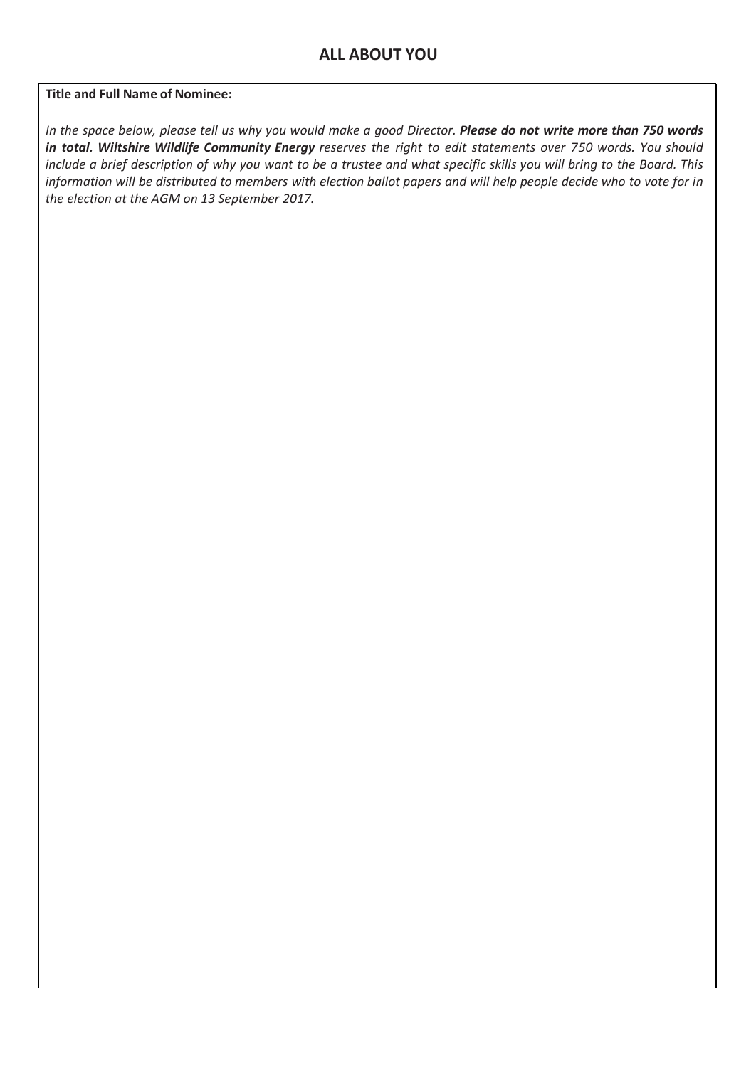## ALL ABOUT YOU

**Title and Full Name of Nominee:**

*In the space below, please tell us why you would make a good Director.* ***Please do not write more than 750 words in total. Wiltshire Wildlife Community Energy*** *reserves the right to edit statements over 750 words. You should include a brief description of why you want to be a trustee and what specific skills you will bring to the Board. This information will be distributed to members with election ballot papers and will help people decide who to vote for in the election at the AGM on 13 September 2017.*